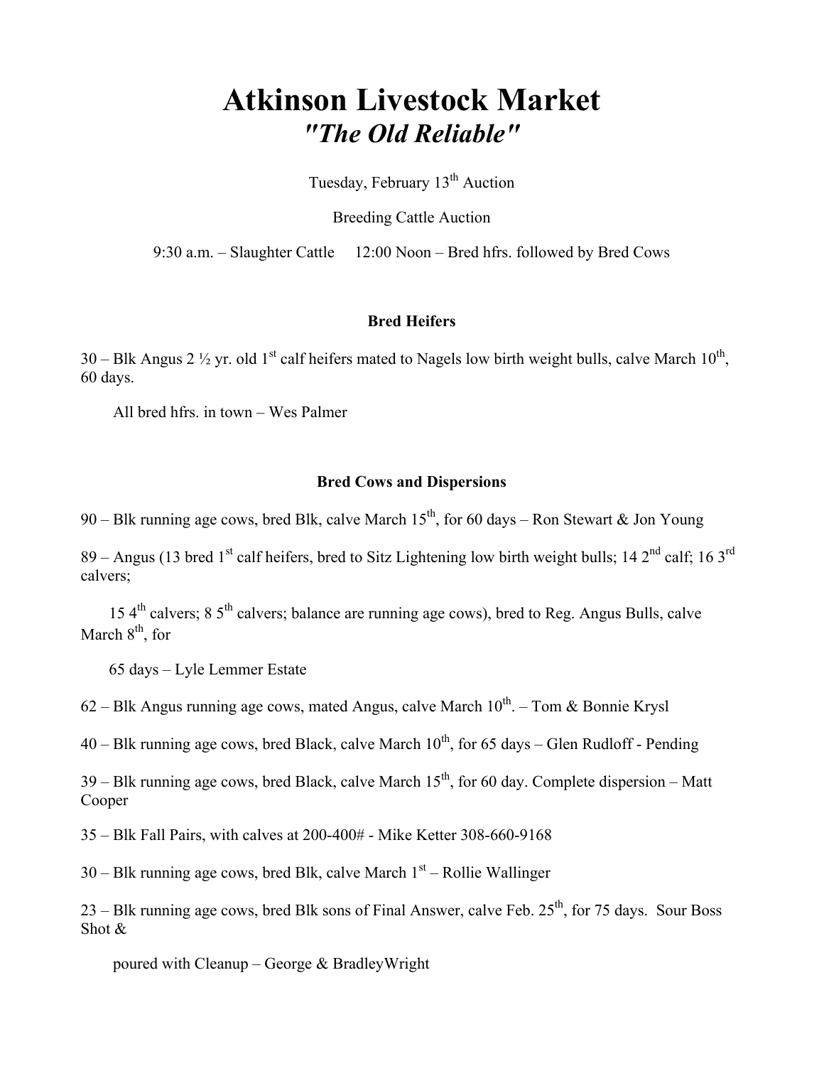# Atkinson Livestock Market
## *"The Old Reliable"*

Tuesday, February 13th Auction

Breeding Cattle Auction

9:30 a.m. – Slaughter Cattle     12:00 Noon – Bred hfrs. followed by Bred Cows

**Bred Heifers**

30 – Blk Angus 2 ½ yr. old 1st calf heifers mated to Nagels low birth weight bulls, calve March 10th, 60 days.

All bred hfrs. in town – Wes Palmer

**Bred Cows and Dispersions**

90 – Blk running age cows, bred Blk, calve March 15th, for 60 days – Ron Stewart & Jon Young

89 – Angus (13 bred 1st calf heifers, bred to Sitz Lightening low birth weight bulls; 14 2nd calf; 16 3rd calvers;

15 4th calvers; 8 5th calvers; balance are running age cows), bred to Reg. Angus Bulls, calve March 8th, for

65 days – Lyle Lemmer Estate

62 – Blk Angus running age cows, mated Angus, calve March 10th. – Tom & Bonnie Krysl

40 – Blk running age cows, bred Black, calve March 10th, for 65 days – Glen Rudloff - Pending

39 – Blk running age cows, bred Black, calve March 15th, for 60 day. Complete dispersion – Matt Cooper

35 – Blk Fall Pairs, with calves at 200-400# - Mike Ketter 308-660-9168

30 – Blk running age cows, bred Blk, calve March 1st – Rollie Wallinger

23 – Blk running age cows, bred Blk sons of Final Answer, calve Feb. 25th, for 75 days. Sour Boss Shot &

poured with Cleanup – George & BradleyWright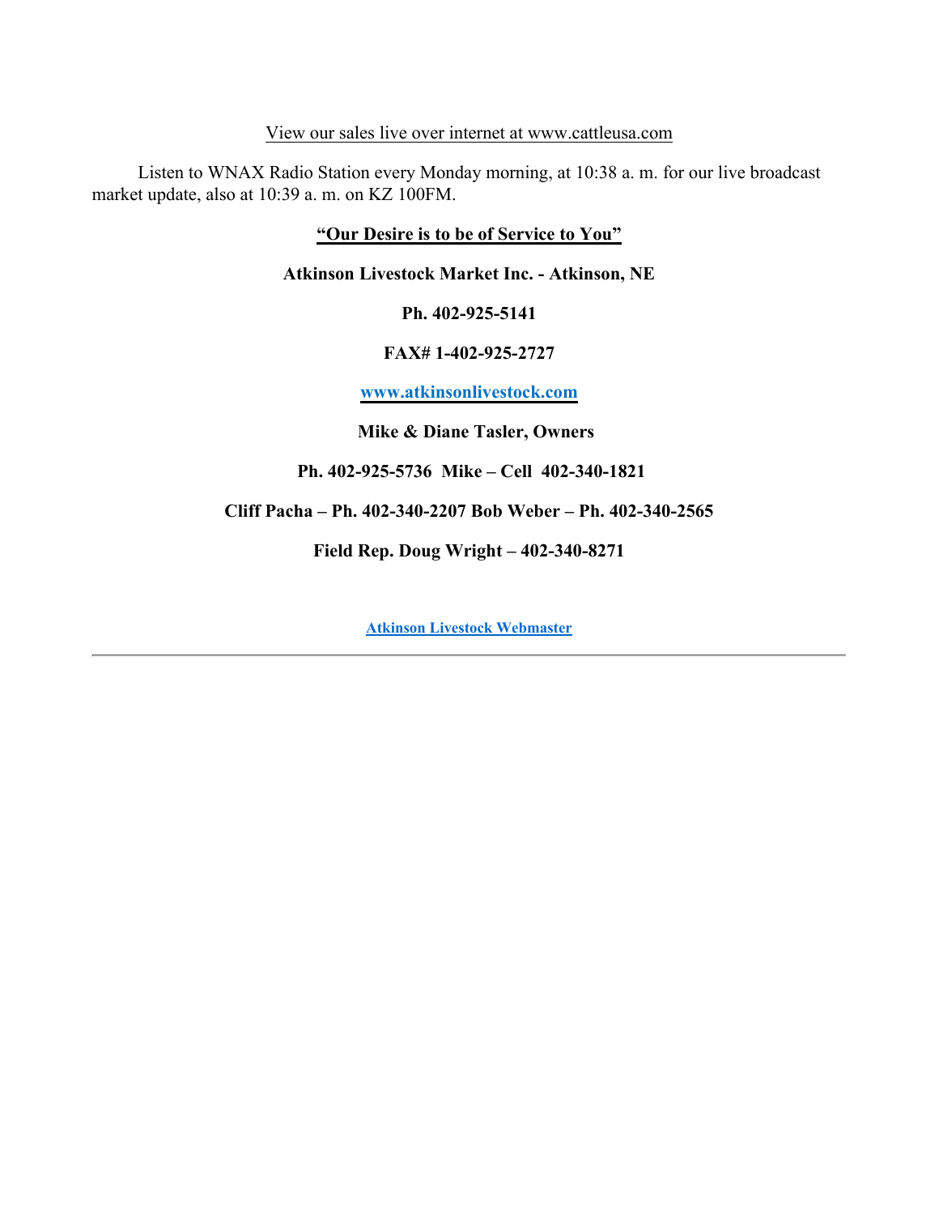View our sales live over internet at www.cattleusa.com

Listen to WNAX Radio Station every Monday morning, at 10:38 a. m. for our live broadcast market update, also at 10:39 a. m. on KZ 100FM.

**“Our Desire is to be of Service to You”**

**Atkinson Livestock Market Inc. - Atkinson, NE**

**Ph. 402-925-5141**

**FAX# 1-402-925-2727**

**www.atkinsonlivestock.com**

**Mike & Diane Tasler, Owners**

**Ph. 402-925-5736 Mike – Cell 402-340-1821**

**Cliff Pacha – Ph. 402-340-2207 Bob Weber – Ph. 402-340-2565**

**Field Rep. Doug Wright – 402-340-8271**

**Atkinson Livestock Webmaster**

---